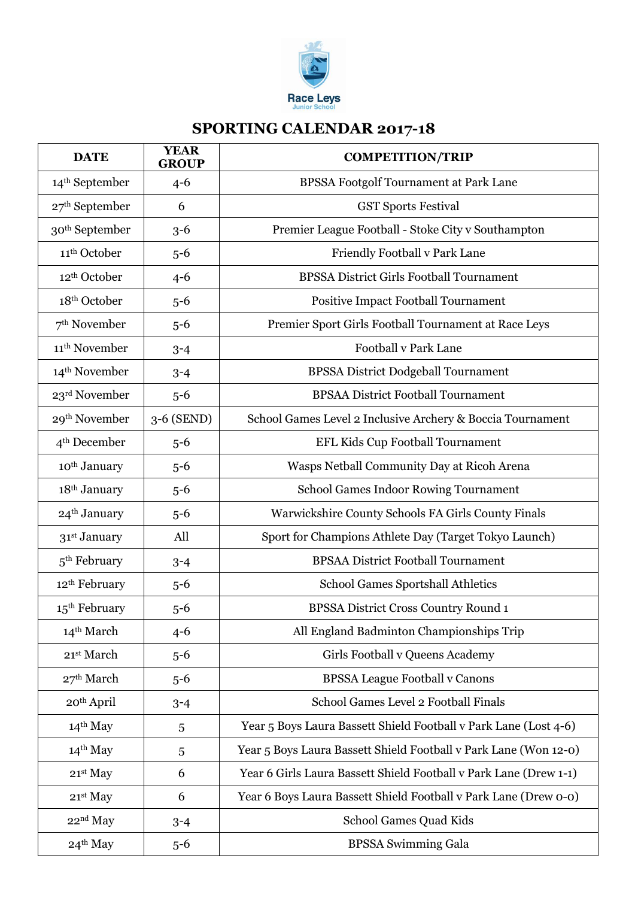Race Leys Junior School

# SPORTING CALENDAR 2017-18

| DATE | YEAR GROUP | COMPETITION/TRIP |
|---|---|---|
| 14th September | 4-6 | BPSSA Footgolf Tournament at Park Lane |
| 27th September | 6 | GST Sports Festival |
| 30th September | 3-6 | Premier League Football - Stoke City v Southampton |
| 11th October | 5-6 | Friendly Football v Park Lane |
| 12th October | 4-6 | BPSSA District Girls Football Tournament |
| 18th October | 5-6 | Positive Impact Football Tournament |
| 7th November | 5-6 | Premier Sport Girls Football Tournament at Race Leys |
| 11th November | 3-4 | Football v Park Lane |
| 14th November | 3-4 | BPSSA District Dodgeball Tournament |
| 23rd November | 5-6 | BPSAA District Football Tournament |
| 29th November | 3-6 (SEND) | School Games Level 2 Inclusive Archery & Boccia Tournament |
| 4th December | 5-6 | EFL Kids Cup Football Tournament |
| 10th January | 5-6 | Wasps Netball Community Day at Ricoh Arena |
| 18th January | 5-6 | School Games Indoor Rowing Tournament |
| 24th January | 5-6 | Warwickshire County Schools FA Girls County Finals |
| 31st January | All | Sport for Champions Athlete Day (Target Tokyo Launch) |
| 5th February | 3-4 | BPSAA District Football Tournament |
| 12th February | 5-6 | School Games Sportshall Athletics |
| 15th February | 5-6 | BPSSA District Cross Country Round 1 |
| 14th March | 4-6 | All England Badminton Championships Trip |
| 21st March | 5-6 | Girls Football v Queens Academy |
| 27th March | 5-6 | BPSSA League Football v Canons |
| 20th April | 3-4 | School Games Level 2 Football Finals |
| 14th May | 5 | Year 5 Boys Laura Bassett Shield Football v Park Lane (Lost 4-6) |
| 14th May | 5 | Year 5 Boys Laura Bassett Shield Football v Park Lane (Won 12-0) |
| 21st May | 6 | Year 6 Girls Laura Bassett Shield Football v Park Lane (Drew 1-1) |
| 21st May | 6 | Year 6 Boys Laura Bassett Shield Football v Park Lane (Drew 0-0) |
| 22nd May | 3-4 | School Games Quad Kids |
| 24th May | 5-6 | BPSSA Swimming Gala |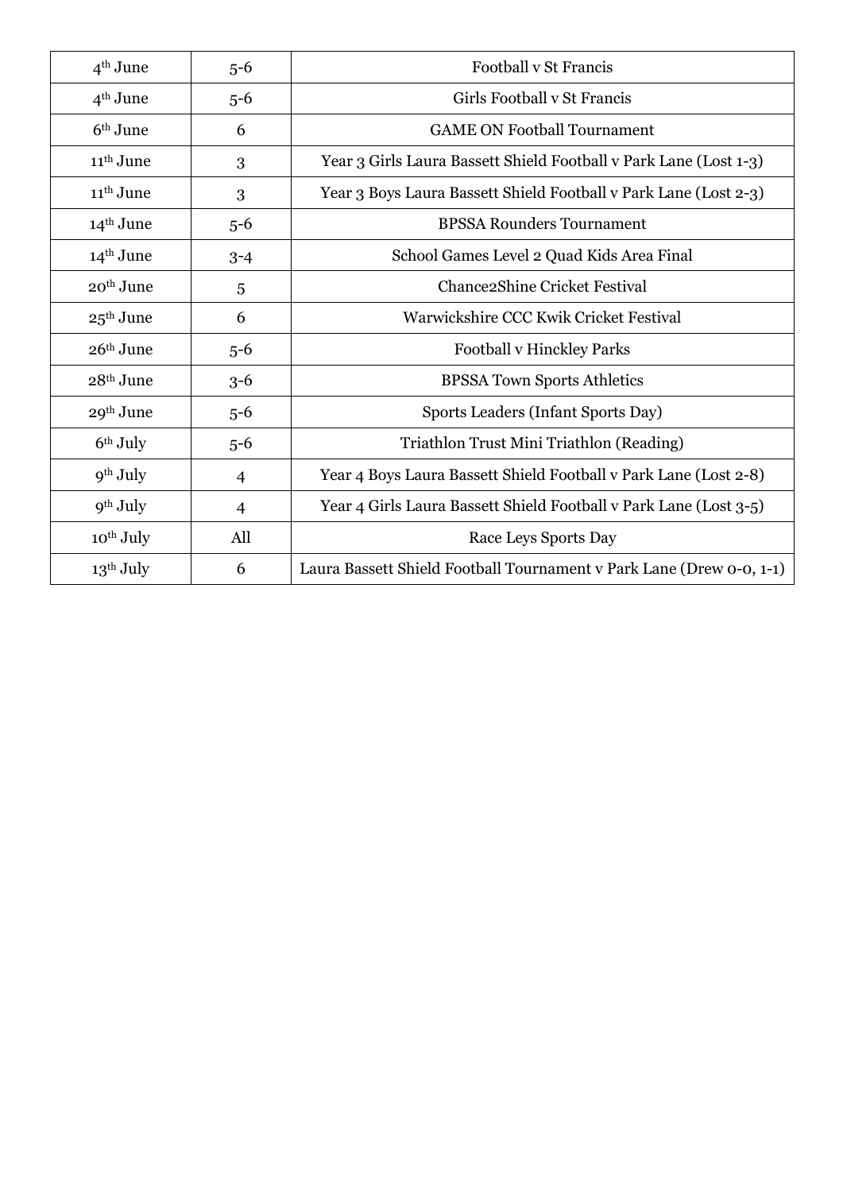| | | |
|---|---|---|
| 4th June | 5-6 | Football v St Francis |
| 4th June | 5-6 | Girls Football v St Francis |
| 6th June | 6 | GAME ON Football Tournament |
| 11th June | 3 | Year 3 Girls Laura Bassett Shield Football v Park Lane (Lost 1-3) |
| 11th June | 3 | Year 3 Boys Laura Bassett Shield Football v Park Lane (Lost 2-3) |
| 14th June | 5-6 | BPSSA Rounders Tournament |
| 14th June | 3-4 | School Games Level 2 Quad Kids Area Final |
| 20th June | 5 | Chance2Shine Cricket Festival |
| 25th June | 6 | Warwickshire CCC Kwik Cricket Festival |
| 26th June | 5-6 | Football v Hinckley Parks |
| 28th June | 3-6 | BPSSA Town Sports Athletics |
| 29th June | 5-6 | Sports Leaders (Infant Sports Day) |
| 6th July | 5-6 | Triathlon Trust Mini Triathlon (Reading) |
| 9th July | 4 | Year 4 Boys Laura Bassett Shield Football v Park Lane (Lost 2-8) |
| 9th July | 4 | Year 4 Girls Laura Bassett Shield Football v Park Lane (Lost 3-5) |
| 10th July | All | Race Leys Sports Day |
| 13th July | 6 | Laura Bassett Shield Football Tournament v Park Lane (Drew 0-0, 1-1) |